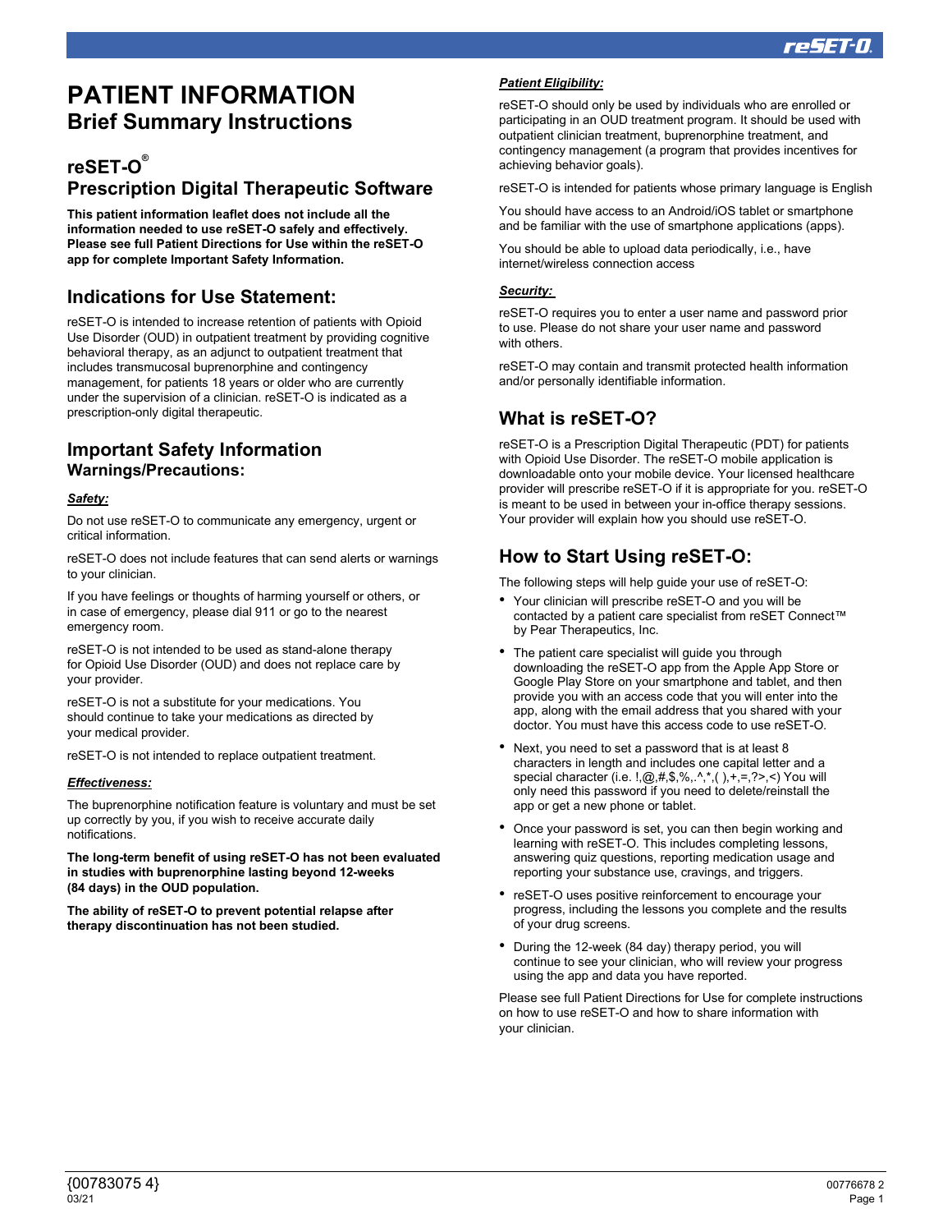#### PATIENT INFORMATION
## Brief Summary Instructions

### reSET-O®
### Prescription Digital Therapeutic Software

**This patient information leaflet does not include all the information needed to use reSET-O safely and effectively. Please see full Patient Directions for Use within the reSET-O app for complete Important Safety Information.**

### Indications for Use Statement:

reSET-O is intended to increase retention of patients with Opioid Use Disorder (OUD) in outpatient treatment by providing cognitive behavioral therapy, as an adjunct to outpatient treatment that includes transmucosal buprenorphine and contingency management, for patients 18 years or older who are currently under the supervision of a clinician. reSET-O is indicated as a prescription-only digital therapeutic.

### Important Safety Information
#### Warnings/Precautions:

***Safety:***

Do not use reSET-O to communicate any emergency, urgent or critical information.

reSET-O does not include features that can send alerts or warnings to your clinician.

If you have feelings or thoughts of harming yourself or others, or in case of emergency, please dial 911 or go to the nearest emergency room.

reSET-O is not intended to be used as stand-alone therapy for Opioid Use Disorder (OUD) and does not replace care by your provider.

reSET-O is not a substitute for your medications. You should continue to take your medications as directed by your medical provider.

reSET-O is not intended to replace outpatient treatment.

***Effectiveness:***

The buprenorphine notification feature is voluntary and must be set up correctly by you, if you wish to receive accurate daily notifications.

**The long-term benefit of using reSET-O has not been evaluated in studies with buprenorphine lasting beyond 12-weeks (84 days) in the OUD population.**

**The ability of reSET-O to prevent potential relapse after therapy discontinuation has not been studied.**

***Patient Eligibility:***

reSET-O should only be used by individuals who are enrolled or participating in an OUD treatment program. It should be used with outpatient clinician treatment, buprenorphine treatment, and contingency management (a program that provides incentives for achieving behavior goals).

reSET-O is intended for patients whose primary language is English

You should have access to an Android/iOS tablet or smartphone and be familiar with the use of smartphone applications (apps).

You should be able to upload data periodically, i.e., have internet/wireless connection access

***Security:***

reSET-O requires you to enter a user name and password prior to use. Please do not share your user name and password with others.

reSET-O may contain and transmit protected health information and/or personally identifiable information.

### What is reSET-O?

reSET-O is a Prescription Digital Therapeutic (PDT) for patients with Opioid Use Disorder. The reSET-O mobile application is downloadable onto your mobile device. Your licensed healthcare provider will prescribe reSET-O if it is appropriate for you. reSET-O is meant to be used in between your in-office therapy sessions. Your provider will explain how you should use reSET-O.

### How to Start Using reSET-O:

The following steps will help guide your use of reSET-O:

- Your clinician will prescribe reSET-O and you will be contacted by a patient care specialist from reSET Connect™ by Pear Therapeutics, Inc.
- The patient care specialist will guide you through downloading the reSET-O app from the Apple App Store or Google Play Store on your smartphone and tablet, and then provide you with an access code that you will enter into the app, along with the email address that you shared with your doctor. You must have this access code to use reSET-O.
- Next, you need to set a password that is at least 8 characters in length and includes one capital letter and a special character (i.e. !,@,#,$,%,.^,*,( ),+,=,?>,<) You will only need this password if you need to delete/reinstall the app or get a new phone or tablet.
- Once your password is set, you can then begin working and learning with reSET-O. This includes completing lessons, answering quiz questions, reporting medication usage and reporting your substance use, cravings, and triggers.
- reSET-O uses positive reinforcement to encourage your progress, including the lessons you complete and the results of your drug screens.
- During the 12-week (84 day) therapy period, you will continue to see your clinician, who will review your progress using the app and data you have reported.

Please see full Patient Directions for Use for complete instructions on how to use reSET-O and how to share information with your clinician.

{00783075 4}
03/21

00776678 2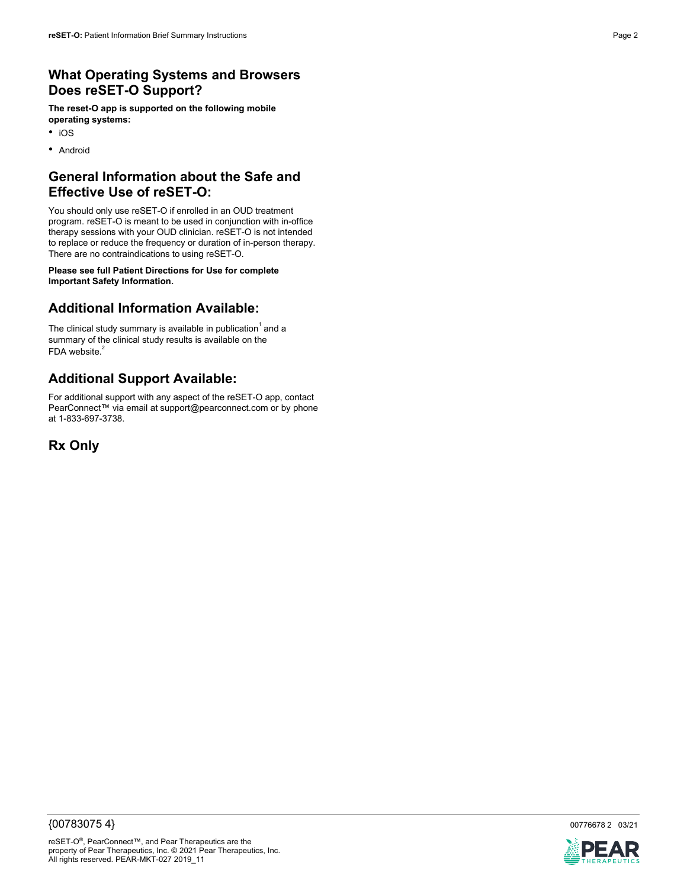## What Operating Systems and Browsers Does reSET-O Support?

**The reset-O app is supported on the following mobile operating systems:**

- iOS
- Android

## General Information about the Safe and Effective Use of reSET-O:

You should only use reSET-O if enrolled in an OUD treatment program. reSET-O is meant to be used in conjunction with in-office therapy sessions with your OUD clinician. reSET-O is not intended to replace or reduce the frequency or duration of in-person therapy. There are no contraindications to using reSET-O.

**Please see full Patient Directions for Use for complete Important Safety Information.**

## Additional Information Available:

The clinical study summary is available in publication[1] and a summary of the clinical study results is available on the FDA website.[2]

## Additional Support Available:

For additional support with any aspect of the reSET-O app, contact PearConnect™ via email at support@pearconnect.com or by phone at 1-833-697-3738.

## Rx Only

{00783075 4}

00776678 2 03/21

reSET-O®, PearConnect™, and Pear Therapeutics are the property of Pear Therapeutics, Inc. © 2021 Pear Therapeutics, Inc. All rights reserved. PEAR-MKT-027 2019_11